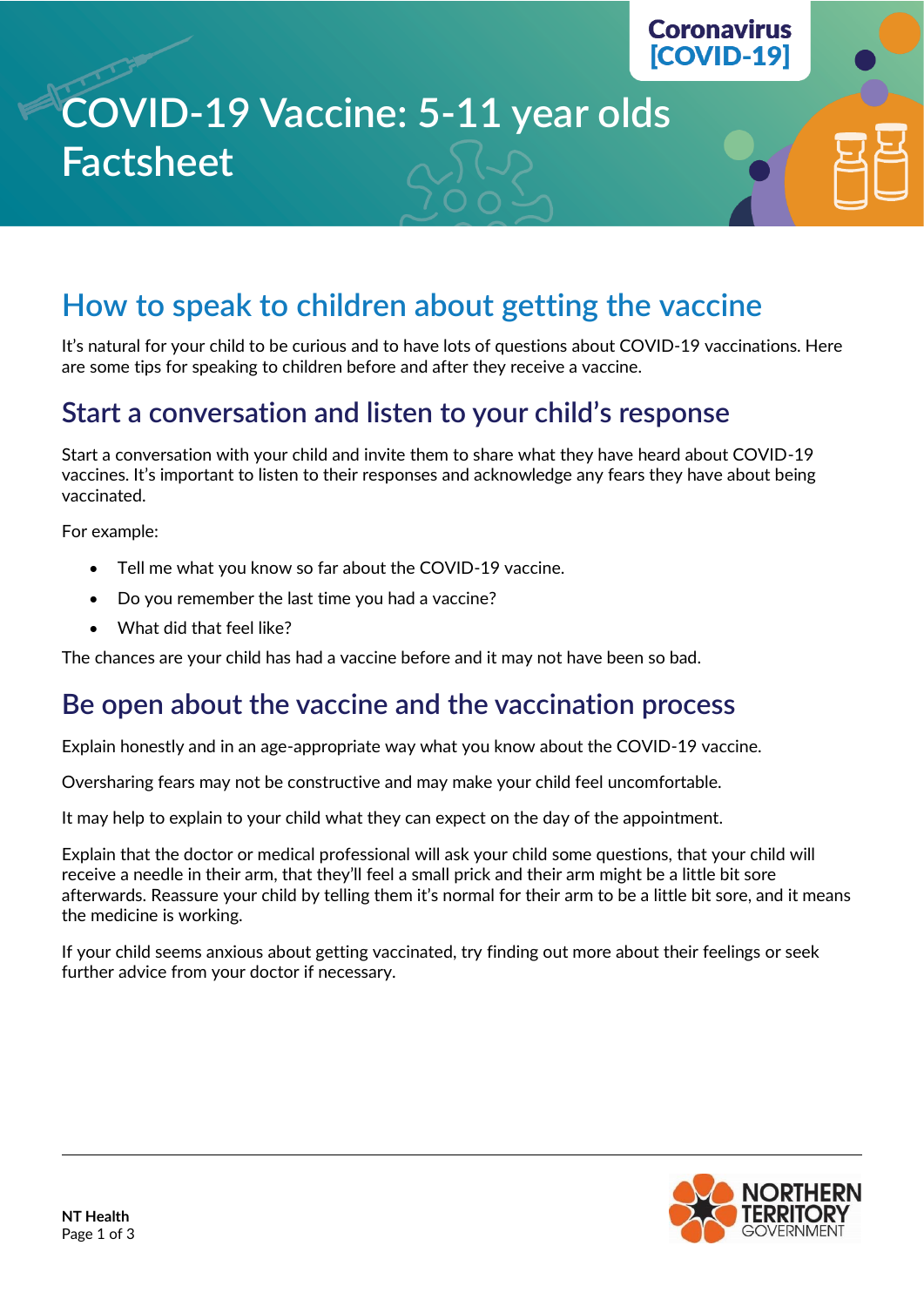Coronavirus [COVID-19]

# COVID-19 Vaccine: 5-11 year olds Factsheet

## How to speak to children about getting the vaccine

It's natural for your child to be curious and to have lots of questions about COVID-19 vaccinations. Here are some tips for speaking to children before and after they receive a vaccine.

### Start a conversation and listen to your child's response

Start a conversation with your child and invite them to share what they have heard about COVID-19 vaccines. It's important to listen to their responses and acknowledge any fears they have about being vaccinated.

For example:

- Tell me what you know so far about the COVID-19 vaccine.
- Do you remember the last time you had a vaccine?
- What did that feel like?

The chances are your child has had a vaccine before and it may not have been so bad.

### Be open about the vaccine and the vaccination process

Explain honestly and in an age-appropriate way what you know about the COVID-19 vaccine.

Oversharing fears may not be constructive and may make your child feel uncomfortable.

It may help to explain to your child what they can expect on the day of the appointment.

Explain that the doctor or medical professional will ask your child some questions, that your child will receive a needle in their arm, that they'll feel a small prick and their arm might be a little bit sore afterwards. Reassure your child by telling them it's normal for their arm to be a little bit sore, and it means the medicine is working.

If your child seems anxious about getting vaccinated, try finding out more about their feelings or seek further advice from your doctor if necessary.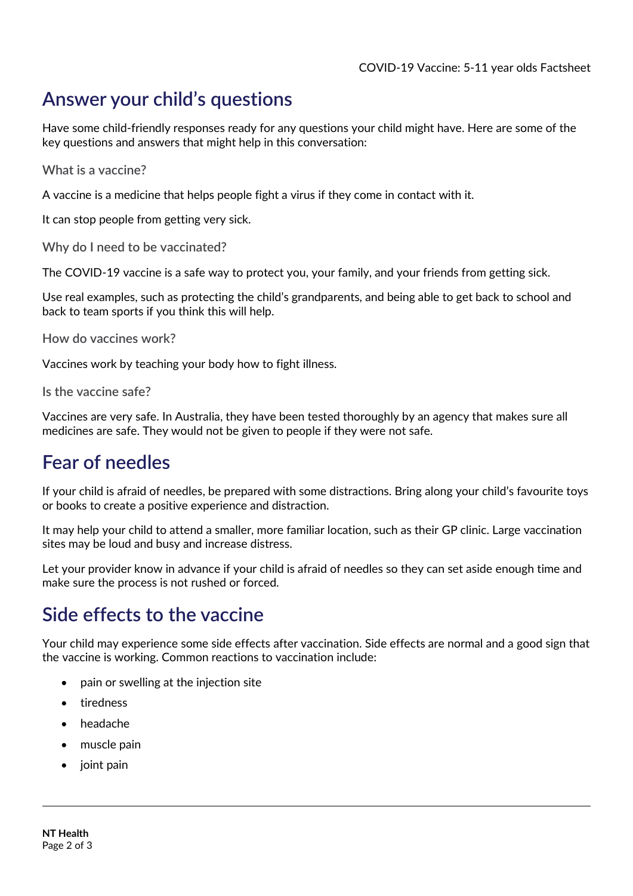## Answer your child's questions

Have some child-friendly responses ready for any questions your child might have. Here are some of the key questions and answers that might help in this conversation:

### What is a vaccine?

A vaccine is a medicine that helps people fight a virus if they come in contact with it.

It can stop people from getting very sick.

### Why do I need to be vaccinated?

The COVID-19 vaccine is a safe way to protect you, your family, and your friends from getting sick.

Use real examples, such as protecting the child's grandparents, and being able to get back to school and back to team sports if you think this will help.

### How do vaccines work?

Vaccines work by teaching your body how to fight illness.

### Is the vaccine safe?

Vaccines are very safe. In Australia, they have been tested thoroughly by an agency that makes sure all medicines are safe. They would not be given to people if they were not safe.

## Fear of needles

If your child is afraid of needles, be prepared with some distractions. Bring along your child's favourite toys or books to create a positive experience and distraction.

It may help your child to attend a smaller, more familiar location, such as their GP clinic. Large vaccination sites may be loud and busy and increase distress.

Let your provider know in advance if your child is afraid of needles so they can set aside enough time and make sure the process is not rushed or forced.

## Side effects to the vaccine

Your child may experience some side effects after vaccination. Side effects are normal and a good sign that the vaccine is working. Common reactions to vaccination include:

- pain or swelling at the injection site
- tiredness
- headache
- muscle pain
- joint pain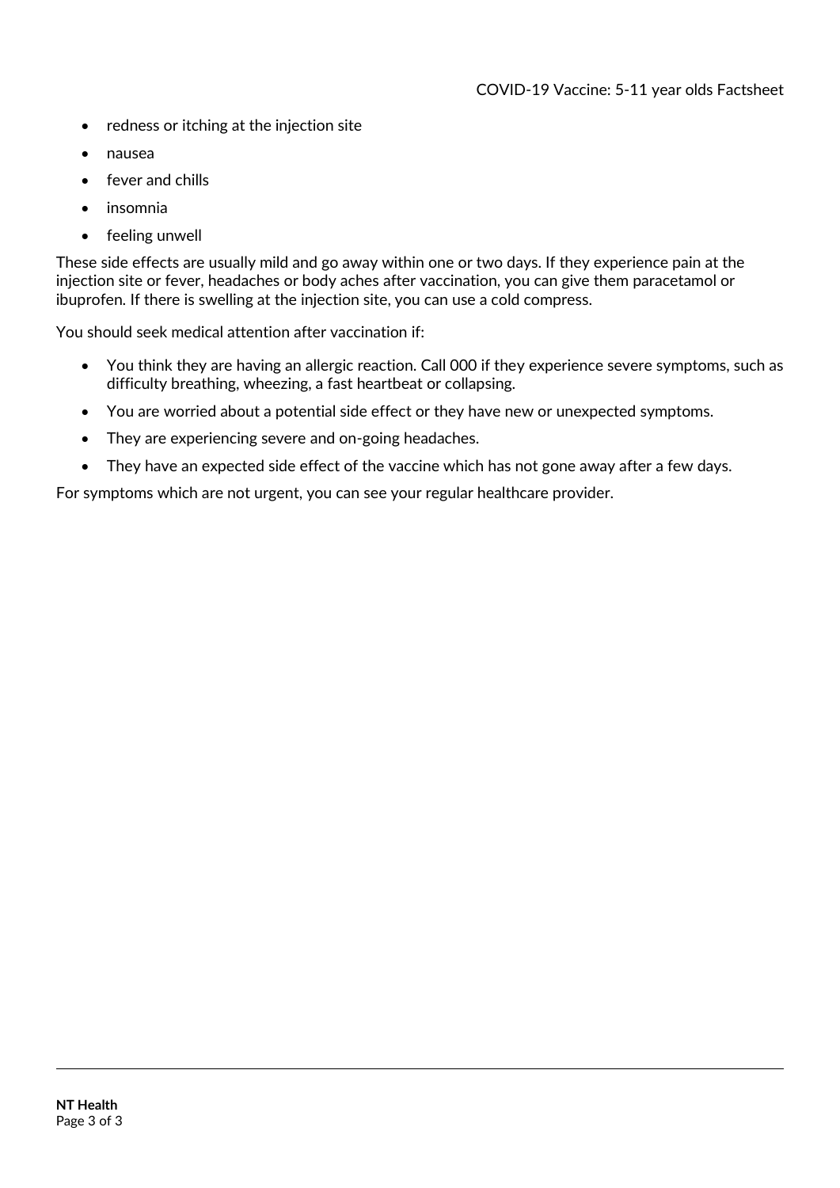- redness or itching at the injection site
- nausea
- fever and chills
- insomnia
- feeling unwell

These side effects are usually mild and go away within one or two days. If they experience pain at the injection site or fever, headaches or body aches after vaccination, you can give them paracetamol or ibuprofen. If there is swelling at the injection site, you can use a cold compress.

You should seek medical attention after vaccination if:

- You think they are having an allergic reaction. Call 000 if they experience severe symptoms, such as difficulty breathing, wheezing, a fast heartbeat or collapsing.
- You are worried about a potential side effect or they have new or unexpected symptoms.
- They are experiencing severe and on-going headaches.
- They have an expected side effect of the vaccine which has not gone away after a few days.

For symptoms which are not urgent, you can see your regular healthcare provider.